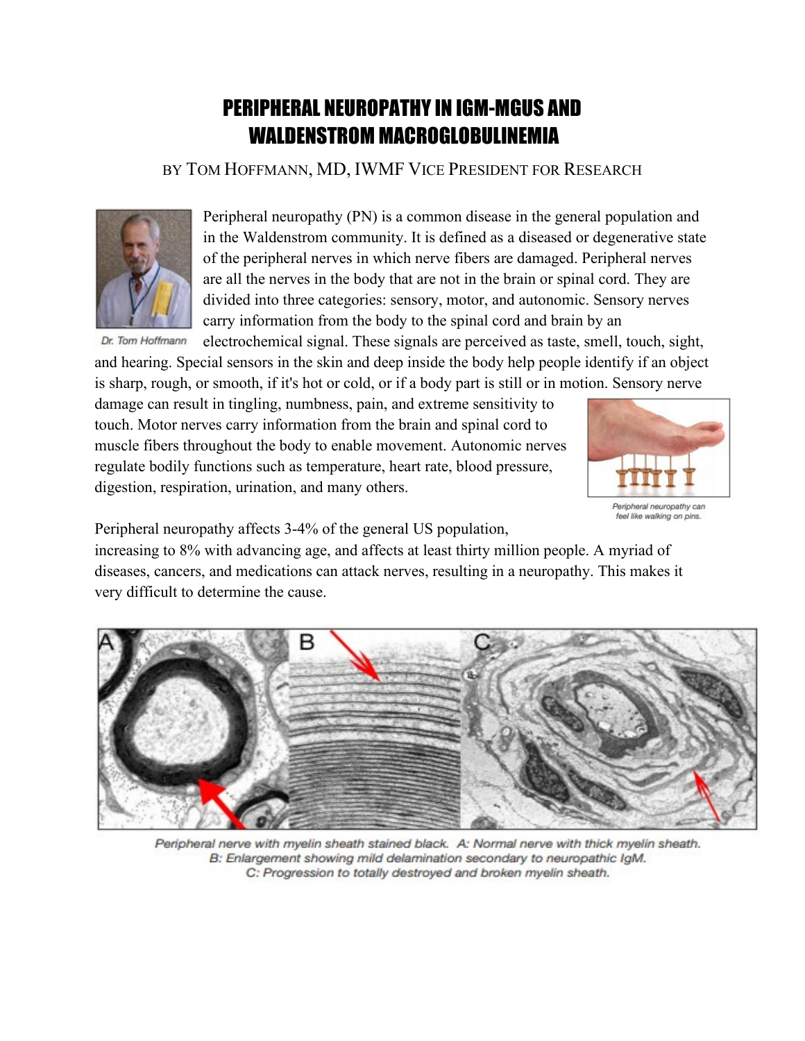# PERIPHERAL NEUROPATHY IN IGM-MGUS AND WALDENSTROM MACROGLOBULINEMIA

BY TOM HOFFMANN, MD, IWMF VICE PRESIDENT FOR RESEARCH

*Dr. Tom Hoffmann*

Peripheral neuropathy (PN) is a common disease in the general population and in the Waldenstrom community. It is defined as a diseased or degenerative state of the peripheral nerves in which nerve fibers are damaged. Peripheral nerves are all the nerves in the body that are not in the brain or spinal cord. They are divided into three categories: sensory, motor, and autonomic. Sensory nerves carry information from the body to the spinal cord and brain by an electrochemical signal. These signals are perceived as taste, smell, touch, sight, and hearing. Special sensors in the skin and deep inside the body help people identify if an object is sharp, rough, or smooth, if it's hot or cold, or if a body part is still or in motion. Sensory nerve damage can result in tingling, numbness, pain, and extreme sensitivity to touch. Motor nerves carry information from the brain and spinal cord to muscle fibers throughout the body to enable movement. Autonomic nerves regulate bodily functions such as temperature, heart rate, blood pressure, digestion, respiration, urination, and many others.

*Peripheral neuropathy can feel like walking on pins.*

Peripheral neuropathy affects 3-4% of the general US population, increasing to 8% with advancing age, and affects at least thirty million people. A myriad of diseases, cancers, and medications can attack nerves, resulting in a neuropathy. This makes it very difficult to determine the cause.

*Peripheral nerve with myelin sheath stained black. A: Normal nerve with thick myelin sheath. B: Enlargement showing mild delamination secondary to neuropathic IgM. C: Progression to totally destroyed and broken myelin sheath.*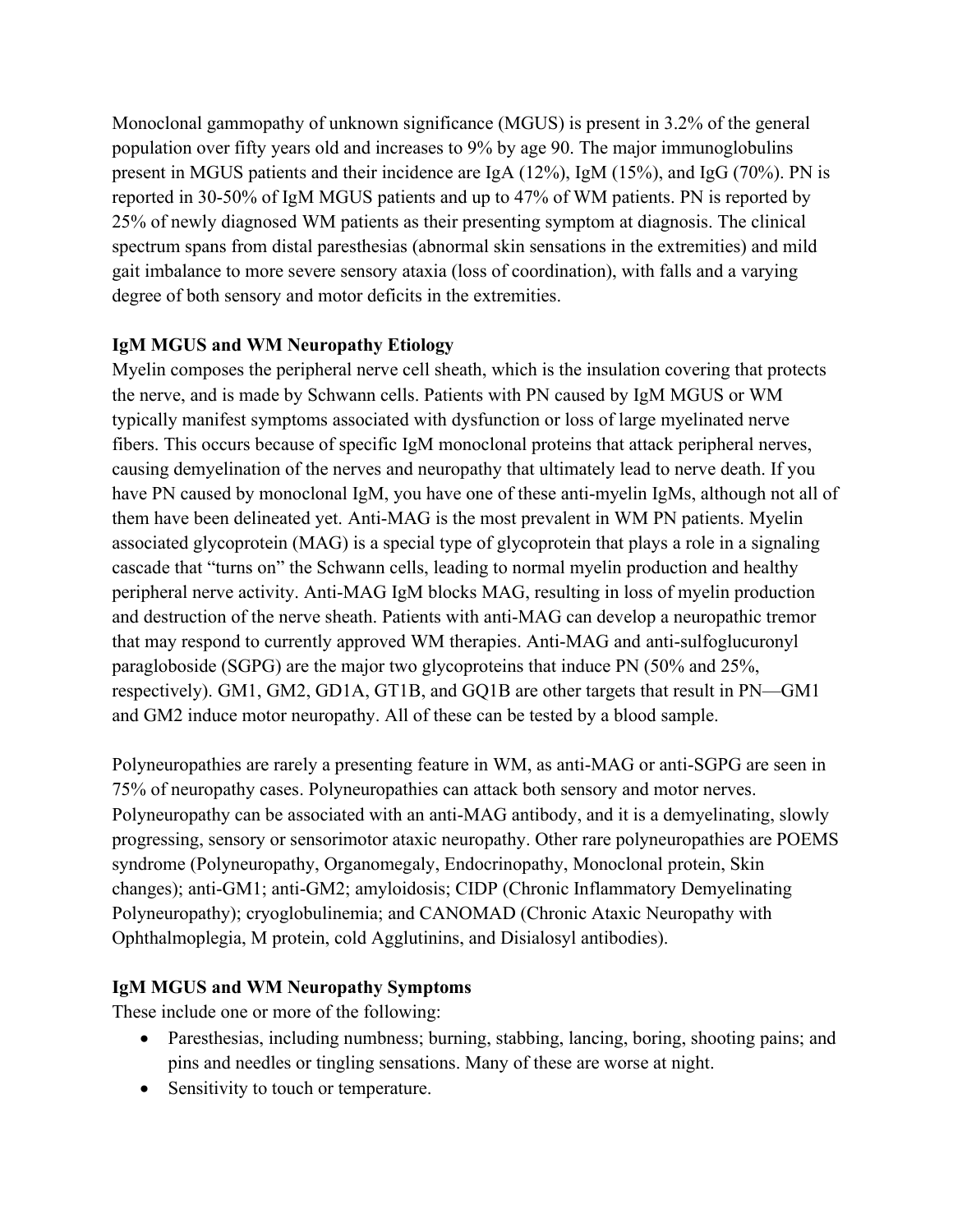Monoclonal gammopathy of unknown significance (MGUS) is present in 3.2% of the general population over fifty years old and increases to 9% by age 90. The major immunoglobulins present in MGUS patients and their incidence are IgA (12%), IgM (15%), and IgG (70%). PN is reported in 30-50% of IgM MGUS patients and up to 47% of WM patients. PN is reported by 25% of newly diagnosed WM patients as their presenting symptom at diagnosis. The clinical spectrum spans from distal paresthesias (abnormal skin sensations in the extremities) and mild gait imbalance to more severe sensory ataxia (loss of coordination), with falls and a varying degree of both sensory and motor deficits in the extremities.

**IgM MGUS and WM Neuropathy Etiology**

Myelin composes the peripheral nerve cell sheath, which is the insulation covering that protects the nerve, and is made by Schwann cells. Patients with PN caused by IgM MGUS or WM typically manifest symptoms associated with dysfunction or loss of large myelinated nerve fibers. This occurs because of specific IgM monoclonal proteins that attack peripheral nerves, causing demyelination of the nerves and neuropathy that ultimately lead to nerve death. If you have PN caused by monoclonal IgM, you have one of these anti-myelin IgMs, although not all of them have been delineated yet. Anti-MAG is the most prevalent in WM PN patients. Myelin associated glycoprotein (MAG) is a special type of glycoprotein that plays a role in a signaling cascade that "turns on" the Schwann cells, leading to normal myelin production and healthy peripheral nerve activity. Anti-MAG IgM blocks MAG, resulting in loss of myelin production and destruction of the nerve sheath. Patients with anti-MAG can develop a neuropathic tremor that may respond to currently approved WM therapies. Anti-MAG and anti-sulfoglucuronyl paragloboside (SGPG) are the major two glycoproteins that induce PN (50% and 25%, respectively). GM1, GM2, GD1A, GT1B, and GQ1B are other targets that result in PN—GM1 and GM2 induce motor neuropathy. All of these can be tested by a blood sample.

Polyneuropathies are rarely a presenting feature in WM, as anti-MAG or anti-SGPG are seen in 75% of neuropathy cases. Polyneuropathies can attack both sensory and motor nerves. Polyneuropathy can be associated with an anti-MAG antibody, and it is a demyelinating, slowly progressing, sensory or sensorimotor ataxic neuropathy. Other rare polyneuropathies are POEMS syndrome (Polyneuropathy, Organomegaly, Endocrinopathy, Monoclonal protein, Skin changes); anti-GM1; anti-GM2; amyloidosis; CIDP (Chronic Inflammatory Demyelinating Polyneuropathy); cryoglobulinemia; and CANOMAD (Chronic Ataxic Neuropathy with Ophthalmoplegia, M protein, cold Agglutinins, and Disialosyl antibodies).

**IgM MGUS and WM Neuropathy Symptoms**

These include one or more of the following:

- Paresthesias, including numbness; burning, stabbing, lancing, boring, shooting pains; and pins and needles or tingling sensations. Many of these are worse at night.
- Sensitivity to touch or temperature.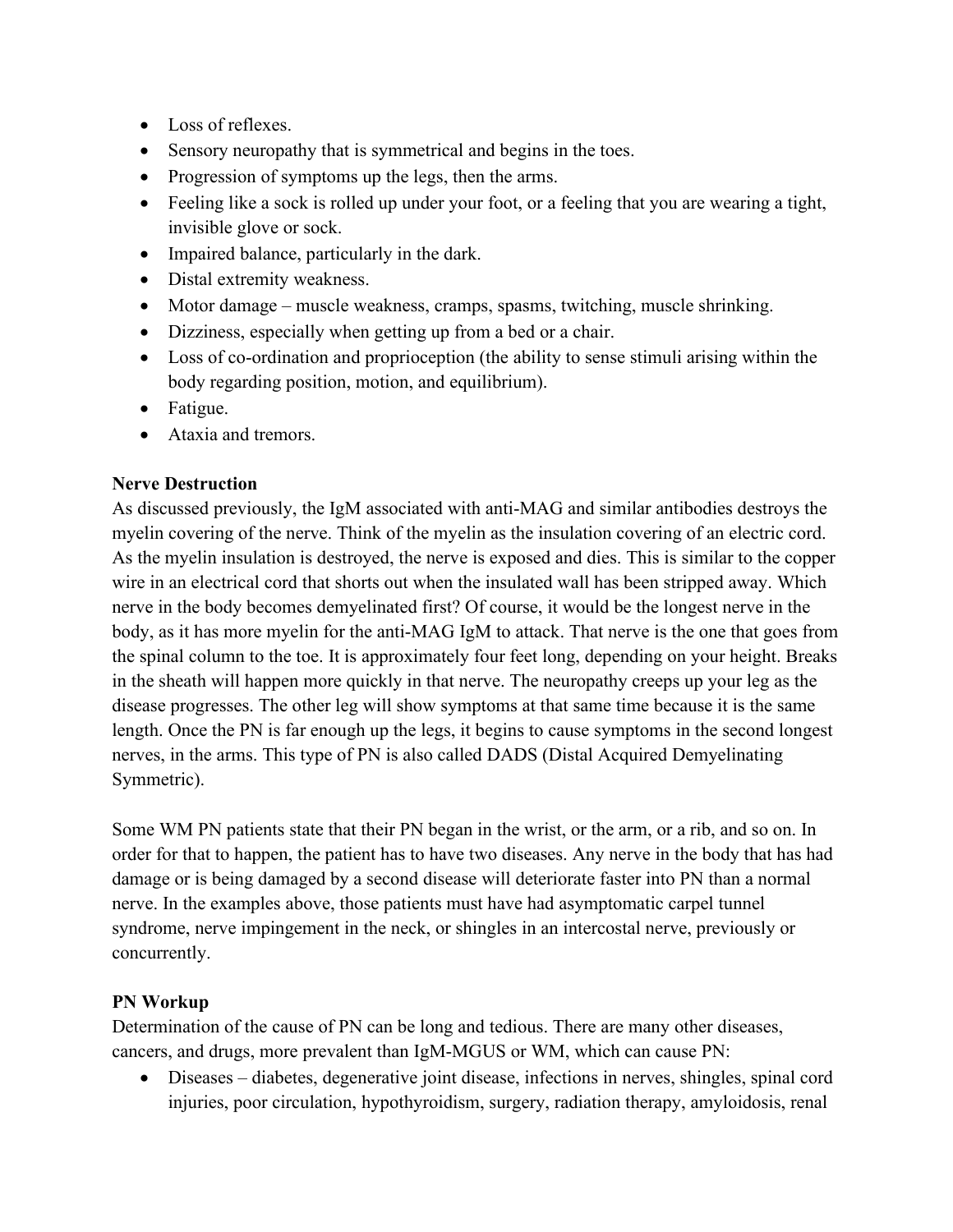- Loss of reflexes.
- Sensory neuropathy that is symmetrical and begins in the toes.
- Progression of symptoms up the legs, then the arms.
- Feeling like a sock is rolled up under your foot, or a feeling that you are wearing a tight, invisible glove or sock.
- Impaired balance, particularly in the dark.
- Distal extremity weakness.
- Motor damage – muscle weakness, cramps, spasms, twitching, muscle shrinking.
- Dizziness, especially when getting up from a bed or a chair.
- Loss of co-ordination and proprioception (the ability to sense stimuli arising within the body regarding position, motion, and equilibrium).
- Fatigue.
- Ataxia and tremors.

**Nerve Destruction**

As discussed previously, the IgM associated with anti-MAG and similar antibodies destroys the myelin covering of the nerve. Think of the myelin as the insulation covering of an electric cord. As the myelin insulation is destroyed, the nerve is exposed and dies. This is similar to the copper wire in an electrical cord that shorts out when the insulated wall has been stripped away. Which nerve in the body becomes demyelinated first? Of course, it would be the longest nerve in the body, as it has more myelin for the anti-MAG IgM to attack. That nerve is the one that goes from the spinal column to the toe. It is approximately four feet long, depending on your height. Breaks in the sheath will happen more quickly in that nerve. The neuropathy creeps up your leg as the disease progresses. The other leg will show symptoms at that same time because it is the same length. Once the PN is far enough up the legs, it begins to cause symptoms in the second longest nerves, in the arms. This type of PN is also called DADS (Distal Acquired Demyelinating Symmetric).

Some WM PN patients state that their PN began in the wrist, or the arm, or a rib, and so on. In order for that to happen, the patient has to have two diseases. Any nerve in the body that has had damage or is being damaged by a second disease will deteriorate faster into PN than a normal nerve. In the examples above, those patients must have had asymptomatic carpel tunnel syndrome, nerve impingement in the neck, or shingles in an intercostal nerve, previously or concurrently.

**PN Workup**

Determination of the cause of PN can be long and tedious. There are many other diseases, cancers, and drugs, more prevalent than IgM-MGUS or WM, which can cause PN:

- Diseases – diabetes, degenerative joint disease, infections in nerves, shingles, spinal cord injuries, poor circulation, hypothyroidism, surgery, radiation therapy, amyloidosis, renal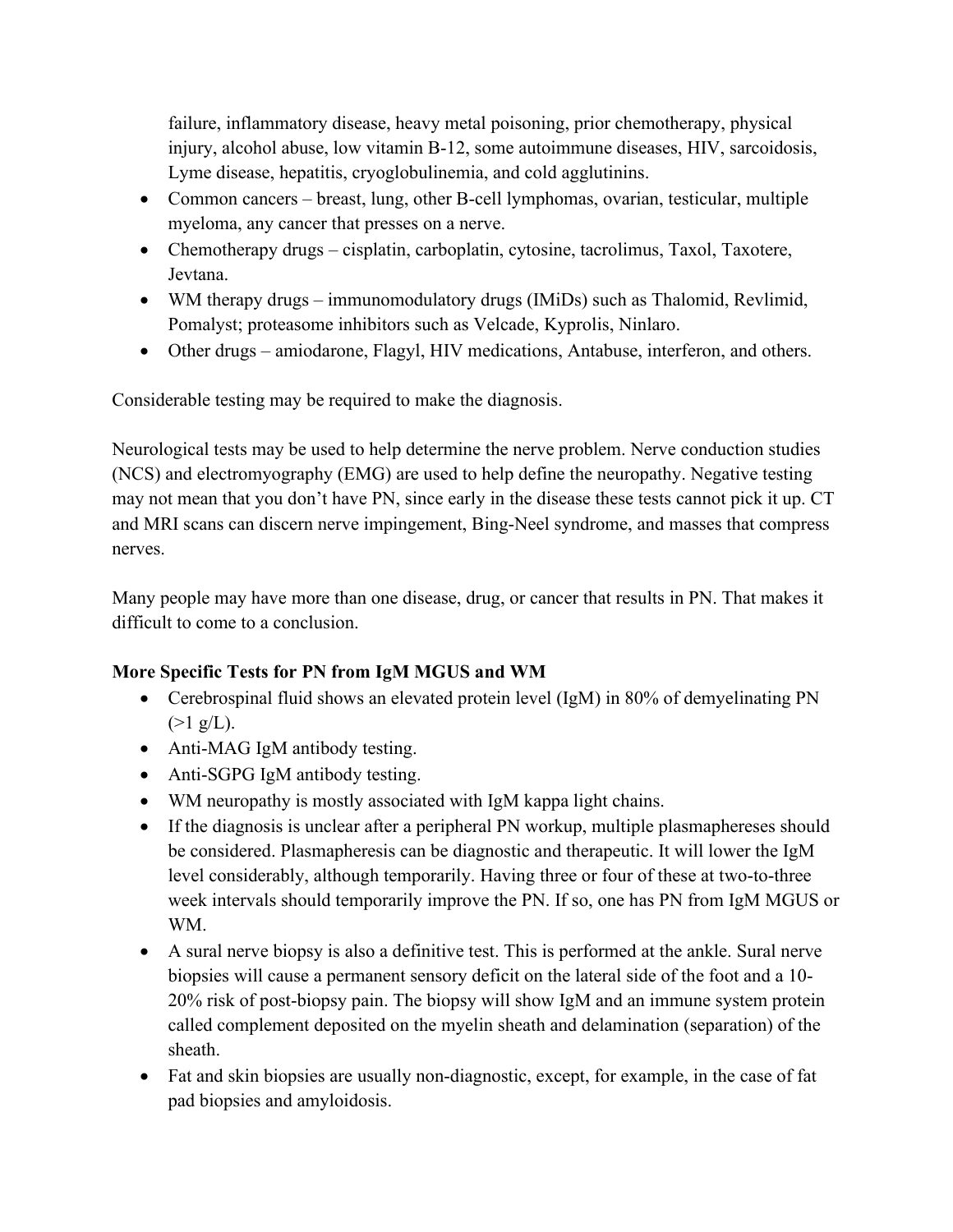failure, inflammatory disease, heavy metal poisoning, prior chemotherapy, physical injury, alcohol abuse, low vitamin B-12, some autoimmune diseases, HIV, sarcoidosis, Lyme disease, hepatitis, cryoglobulinemia, and cold agglutinins.

- Common cancers – breast, lung, other B-cell lymphomas, ovarian, testicular, multiple myeloma, any cancer that presses on a nerve.
- Chemotherapy drugs – cisplatin, carboplatin, cytosine, tacrolimus, Taxol, Taxotere, Jevtana.
- WM therapy drugs – immunomodulatory drugs (IMiDs) such as Thalomid, Revlimid, Pomalyst; proteasome inhibitors such as Velcade, Kyprolis, Ninlaro.
- Other drugs – amiodarone, Flagyl, HIV medications, Antabuse, interferon, and others.

Considerable testing may be required to make the diagnosis.

Neurological tests may be used to help determine the nerve problem. Nerve conduction studies (NCS) and electromyography (EMG) are used to help define the neuropathy. Negative testing may not mean that you don't have PN, since early in the disease these tests cannot pick it up. CT and MRI scans can discern nerve impingement, Bing-Neel syndrome, and masses that compress nerves.

Many people may have more than one disease, drug, or cancer that results in PN. That makes it difficult to come to a conclusion.

**More Specific Tests for PN from IgM MGUS and WM**

- Cerebrospinal fluid shows an elevated protein level (IgM) in 80% of demyelinating PN (>1 g/L).
- Anti-MAG IgM antibody testing.
- Anti-SGPG IgM antibody testing.
- WM neuropathy is mostly associated with IgM kappa light chains.
- If the diagnosis is unclear after a peripheral PN workup, multiple plasmaphereses should be considered. Plasmapheresis can be diagnostic and therapeutic. It will lower the IgM level considerably, although temporarily. Having three or four of these at two-to-three week intervals should temporarily improve the PN. If so, one has PN from IgM MGUS or WM.
- A sural nerve biopsy is also a definitive test. This is performed at the ankle. Sural nerve biopsies will cause a permanent sensory deficit on the lateral side of the foot and a 10-20% risk of post-biopsy pain. The biopsy will show IgM and an immune system protein called complement deposited on the myelin sheath and delamination (separation) of the sheath.
- Fat and skin biopsies are usually non-diagnostic, except, for example, in the case of fat pad biopsies and amyloidosis.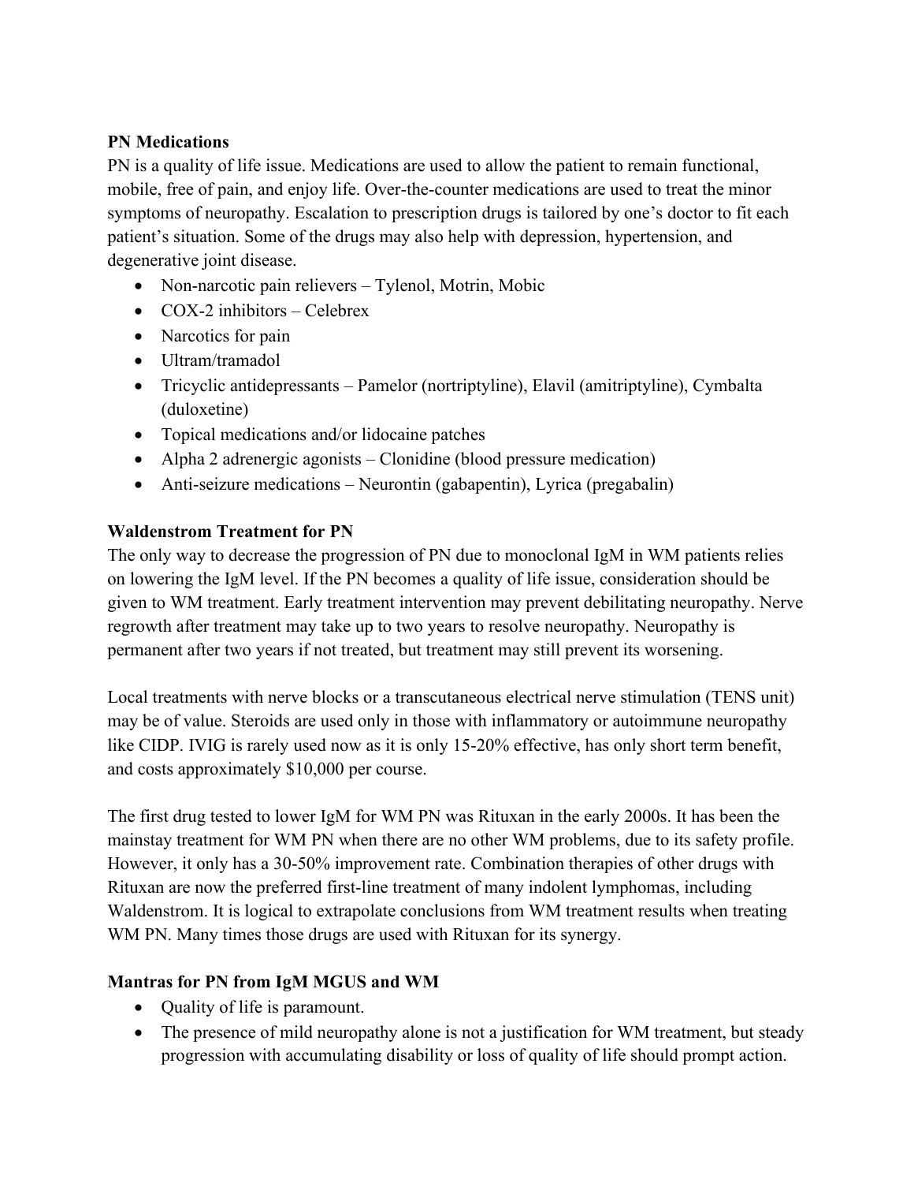**PN Medications**

PN is a quality of life issue. Medications are used to allow the patient to remain functional, mobile, free of pain, and enjoy life. Over-the-counter medications are used to treat the minor symptoms of neuropathy. Escalation to prescription drugs is tailored by one's doctor to fit each patient's situation. Some of the drugs may also help with depression, hypertension, and degenerative joint disease.

- Non-narcotic pain relievers – Tylenol, Motrin, Mobic
- COX-2 inhibitors – Celebrex
- Narcotics for pain
- Ultram/tramadol
- Tricyclic antidepressants – Pamelor (nortriptyline), Elavil (amitriptyline), Cymbalta (duloxetine)
- Topical medications and/or lidocaine patches
- Alpha 2 adrenergic agonists – Clonidine (blood pressure medication)
- Anti-seizure medications – Neurontin (gabapentin), Lyrica (pregabalin)

**Waldenstrom Treatment for PN**

The only way to decrease the progression of PN due to monoclonal IgM in WM patients relies on lowering the IgM level. If the PN becomes a quality of life issue, consideration should be given to WM treatment. Early treatment intervention may prevent debilitating neuropathy. Nerve regrowth after treatment may take up to two years to resolve neuropathy. Neuropathy is permanent after two years if not treated, but treatment may still prevent its worsening.

Local treatments with nerve blocks or a transcutaneous electrical nerve stimulation (TENS unit) may be of value. Steroids are used only in those with inflammatory or autoimmune neuropathy like CIDP. IVIG is rarely used now as it is only 15-20% effective, has only short term benefit, and costs approximately $10,000 per course.

The first drug tested to lower IgM for WM PN was Rituxan in the early 2000s. It has been the mainstay treatment for WM PN when there are no other WM problems, due to its safety profile. However, it only has a 30-50% improvement rate. Combination therapies of other drugs with Rituxan are now the preferred first-line treatment of many indolent lymphomas, including Waldenstrom. It is logical to extrapolate conclusions from WM treatment results when treating WM PN. Many times those drugs are used with Rituxan for its synergy.

**Mantras for PN from IgM MGUS and WM**

- Quality of life is paramount.
- The presence of mild neuropathy alone is not a justification for WM treatment, but steady progression with accumulating disability or loss of quality of life should prompt action.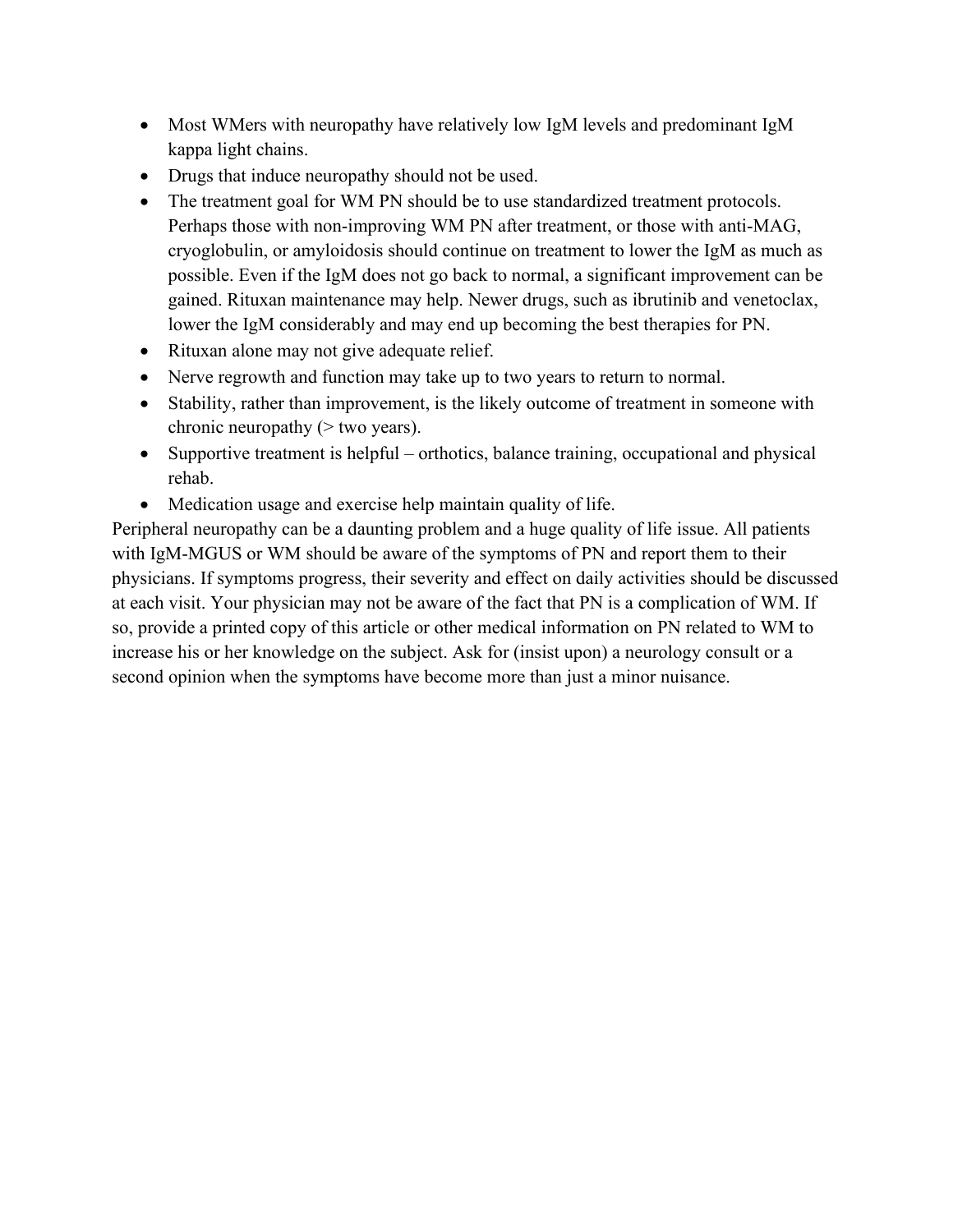- Most WMers with neuropathy have relatively low IgM levels and predominant IgM kappa light chains.
- Drugs that induce neuropathy should not be used.
- The treatment goal for WM PN should be to use standardized treatment protocols. Perhaps those with non-improving WM PN after treatment, or those with anti-MAG, cryoglobulin, or amyloidosis should continue on treatment to lower the IgM as much as possible. Even if the IgM does not go back to normal, a significant improvement can be gained. Rituxan maintenance may help. Newer drugs, such as ibrutinib and venetoclax, lower the IgM considerably and may end up becoming the best therapies for PN.
- Rituxan alone may not give adequate relief.
- Nerve regrowth and function may take up to two years to return to normal.
- Stability, rather than improvement, is the likely outcome of treatment in someone with chronic neuropathy (> two years).
- Supportive treatment is helpful – orthotics, balance training, occupational and physical rehab.
- Medication usage and exercise help maintain quality of life.

Peripheral neuropathy can be a daunting problem and a huge quality of life issue. All patients with IgM-MGUS or WM should be aware of the symptoms of PN and report them to their physicians. If symptoms progress, their severity and effect on daily activities should be discussed at each visit. Your physician may not be aware of the fact that PN is a complication of WM. If so, provide a printed copy of this article or other medical information on PN related to WM to increase his or her knowledge on the subject. Ask for (insist upon) a neurology consult or a second opinion when the symptoms have become more than just a minor nuisance.